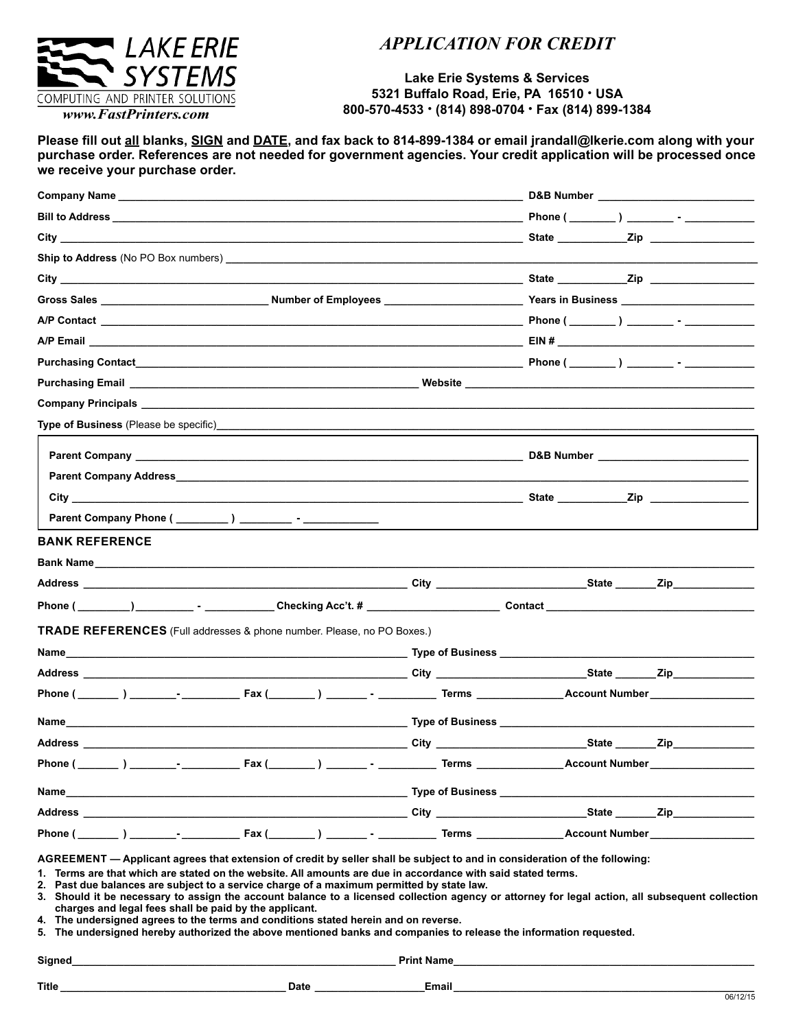**LAKE ERIE SYSTEMS**
COMPUTING AND PRINTER SOLUTIONS
*www.FastPrinters.com*

# *APPLICATION FOR CREDIT*

**Lake Erie Systems & Services**
**5321 Buffalo Road, Erie, PA 16510 • USA**
**800-570-4533 • (814) 898-0704 • Fax (814) 899-1384**

**Please fill out all blanks, SIGN and DATE, and fax back to 814-899-1384 or email jrandall@lkerie.com along with your purchase order. References are not needed for government agencies. Your credit application will be processed once we receive your purchase order.**

**Company Name** ______________________________ **D&B Number** ______________

**Bill to Address** ______________________________ **Phone (** ______ **)** ______ **-** ______

**City** ______________________________ **State** ________ **Zip** ____________

**Ship to Address** (No PO Box numbers) ______________________________

**City** ______________________________ **State** ________ **Zip** ____________

**Gross Sales** ______________ **Number of Employees** ______________ **Years in Business** ______________

**A/P Contact** ______________________________ **Phone (** ______ **)** ______ **-** ______

**A/P Email** ______________________________ **EIN #** ______________

**Purchasing Contact** ______________________________ **Phone (** ______ **)** ______ **-** ______

**Purchasing Email** ______________________________ **Website** ______________________________

**Company Principals** ______________________________

**Type of Business** (Please be specific) ______________________________

**Parent Company** ______________________________ **D&B Number** ______________

**Parent Company Address** ______________________________

**City** ______________________________ **State** ________ **Zip** ____________

**Parent Company Phone (** ______ **)** ______ **-** ______

## BANK REFERENCE

**Bank Name** ______________________________

**Address** ______________________________ **City** ______________ **State** ______ **Zip** ______

**Phone (** ______ **)** ______ **-** ______ **Checking Acc't. #** ______________ **Contact** ______________

## TRADE REFERENCES (Full addresses & phone number. Please, no PO Boxes.)

**Name** ______________________________ **Type of Business** ______________________________

**Address** ______________________________ **City** ______________ **State** ______ **Zip** ______

**Phone (** ______ **)** ______ **-** ______ **Fax (** ______ **)** ______ **-** ______ **Terms** ______________ **Account Number** ______________

**Name** ______________________________ **Type of Business** ______________________________

**Address** ______________________________ **City** ______________ **State** ______ **Zip** ______

**Phone (** ______ **)** ______ **-** ______ **Fax (** ______ **)** ______ **-** ______ **Terms** ______________ **Account Number** ______________

**Name** ______________________________ **Type of Business** ______________________________

**Address** ______________________________ **City** ______________ **State** ______ **Zip** ______

**Phone (** ______ **)** ______ **-** ______ **Fax (** ______ **)** ______ **-** ______ **Terms** ______________ **Account Number** ______________

**AGREEMENT — Applicant agrees that extension of credit by seller shall be subject to and in consideration of the following:**

1. **Terms are that which are stated on the website. All amounts are due in accordance with said stated terms.**
2. **Past due balances are subject to a service charge of a maximum permitted by state law.**
3. **Should it be necessary to assign the account balance to a licensed collection agency or attorney for legal action, all subsequent collection charges and legal fees shall be paid by the applicant.**
4. **The undersigned agrees to the terms and conditions stated herein and on reverse.**
5. **The undersigned hereby authorized the above mentioned banks and companies to release the information requested.**

**Signed** ______________________________ **Print Name** ______________________________

**Title** ______________________________ **Date** ______________ **Email** ______________________________

06/12/15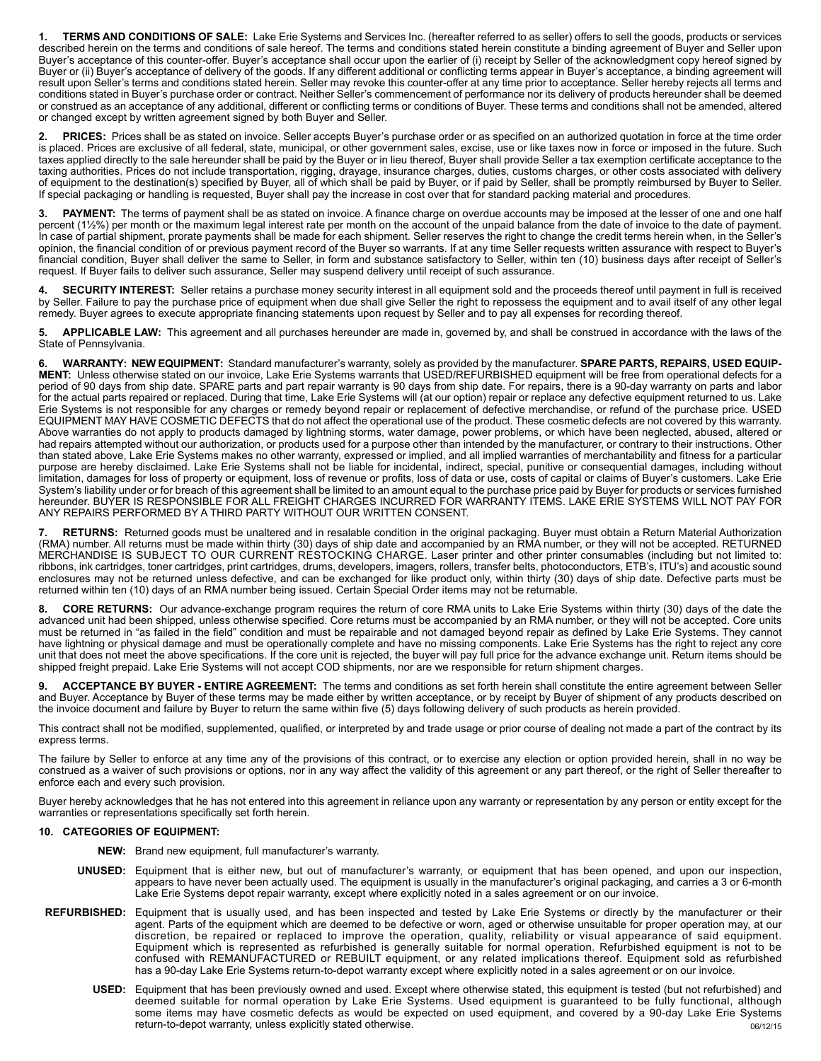**1. TERMS AND CONDITIONS OF SALE:** Lake Erie Systems and Services Inc. (hereafter referred to as seller) offers to sell the goods, products or services described herein on the terms and conditions of sale hereof. The terms and conditions stated herein constitute a binding agreement of Buyer and Seller upon Buyer's acceptance of this counter-offer. Buyer's acceptance shall occur upon the earlier of (i) receipt by Seller of the acknowledgment copy hereof signed by Buyer or (ii) Buyer's acceptance of delivery of the goods. If any different additional or conflicting terms appear in Buyer's acceptance, a binding agreement will result upon Seller's terms and conditions stated herein. Seller may revoke this counter-offer at any time prior to acceptance. Seller hereby rejects all terms and conditions stated in Buyer's purchase order or contract. Neither Seller's commencement of performance nor its delivery of products hereunder shall be deemed or construed as an acceptance of any additional, different or conflicting terms or conditions of Buyer. These terms and conditions shall not be amended, altered or changed except by written agreement signed by both Buyer and Seller.

**2. PRICES:** Prices shall be as stated on invoice. Seller accepts Buyer's purchase order or as specified on an authorized quotation in force at the time order is placed. Prices are exclusive of all federal, state, municipal, or other government sales, excise, use or like taxes now in force or imposed in the future. Such taxes applied directly to the sale hereunder shall be paid by the Buyer or in lieu thereof, Buyer shall provide Seller a tax exemption certificate acceptance to the taxing authorities. Prices do not include transportation, rigging, drayage, insurance charges, duties, customs charges, or other costs associated with delivery of equipment to the destination(s) specified by Buyer, all of which shall be paid by Buyer, or if paid by Seller, shall be promptly reimbursed by Buyer to Seller. If special packaging or handling is requested, Buyer shall pay the increase in cost over that for standard packing material and procedures.

**3. PAYMENT:** The terms of payment shall be as stated on invoice. A finance charge on overdue accounts may be imposed at the lesser of one and one half percent (1½%) per month or the maximum legal interest rate per month on the account of the unpaid balance from the date of invoice to the date of payment. In case of partial shipment, prorate payments shall be made for each shipment. Seller reserves the right to change the credit terms herein when, in the Seller's opinion, the financial condition of or previous payment record of the Buyer so warrants. If at any time Seller requests written assurance with respect to Buyer's financial condition, Buyer shall deliver the same to Seller, in form and substance satisfactory to Seller, within ten (10) business days after receipt of Seller's request. If Buyer fails to deliver such assurance, Seller may suspend delivery until receipt of such assurance.

**4. SECURITY INTEREST:** Seller retains a purchase money security interest in all equipment sold and the proceeds thereof until payment in full is received by Seller. Failure to pay the purchase price of equipment when due shall give Seller the right to repossess the equipment and to avail itself of any other legal remedy. Buyer agrees to execute appropriate financing statements upon request by Seller and to pay all expenses for recording thereof.

**5. APPLICABLE LAW:** This agreement and all purchases hereunder are made in, governed by, and shall be construed in accordance with the laws of the State of Pennsylvania.

**6. WARRANTY: NEW EQUIPMENT:** Standard manufacturer's warranty, solely as provided by the manufacturer. **SPARE PARTS, REPAIRS, USED EQUIPMENT:** Unless otherwise stated on our invoice, Lake Erie Systems warrants that USED/REFURBISHED equipment will be free from operational defects for a period of 90 days from ship date. SPARE parts and part repair warranty is 90 days from ship date. For repairs, there is a 90-day warranty on parts and labor for the actual parts repaired or replaced. During that time, Lake Erie Systems will (at our option) repair or replace any defective equipment returned to us. Lake Erie Systems is not responsible for any charges or remedy beyond repair or replacement of defective merchandise, or refund of the purchase price. USED EQUIPMENT MAY HAVE COSMETIC DEFECTS that do not affect the operational use of the product. These cosmetic defects are not covered by this warranty. Above warranties do not apply to products damaged by lightning storms, water damage, power problems, or which have been neglected, abused, altered or had repairs attempted without our authorization, or products used for a purpose other than intended by the manufacturer, or contrary to their instructions. Other than stated above, Lake Erie Systems makes no other warranty, expressed or implied, and all implied warranties of merchantability and fitness for a particular purpose are hereby disclaimed. Lake Erie Systems shall not be liable for incidental, indirect, special, punitive or consequential damages, including without limitation, damages for loss of property or equipment, loss of revenue or profits, loss of data or use, costs of capital or claims of Buyer's customers. Lake Erie System's liability under or for breach of this agreement shall be limited to an amount equal to the purchase price paid by Buyer for products or services furnished hereunder. BUYER IS RESPONSIBLE FOR ALL FREIGHT CHARGES INCURRED FOR WARRANTY ITEMS. LAKE ERIE SYSTEMS WILL NOT PAY FOR ANY REPAIRS PERFORMED BY A THIRD PARTY WITHOUT OUR WRITTEN CONSENT.

**7. RETURNS:** Returned goods must be unaltered and in resalable condition in the original packaging. Buyer must obtain a Return Material Authorization (RMA) number. All returns must be made within thirty (30) days of ship date and accompanied by an RMA number, or they will not be accepted. RETURNED MERCHANDISE IS SUBJECT TO OUR CURRENT RESTOCKING CHARGE. Laser printer and other printer consumables (including but not limited to: ribbons, ink cartridges, toner cartridges, print cartridges, drums, developers, imagers, rollers, transfer belts, photoconductors, ETB's, ITU's) and acoustic sound enclosures may not be returned unless defective, and can be exchanged for like product only, within thirty (30) days of ship date. Defective parts must be returned within ten (10) days of an RMA number being issued. Certain Special Order items may not be returnable.

**8. CORE RETURNS:** Our advance-exchange program requires the return of core RMA units to Lake Erie Systems within thirty (30) days of the date the advanced unit had been shipped, unless otherwise specified. Core returns must be accompanied by an RMA number, or they will not be accepted. Core units must be returned in "as failed in the field" condition and must be repairable and not damaged beyond repair as defined by Lake Erie Systems. They cannot have lightning or physical damage and must be operationally complete and have no missing components. Lake Erie Systems has the right to reject any core unit that does not meet the above specifications. If the core unit is rejected, the buyer will pay full price for the advance exchange unit. Return items should be shipped freight prepaid. Lake Erie Systems will not accept COD shipments, nor are we responsible for return shipment charges.

**9. ACCEPTANCE BY BUYER - ENTIRE AGREEMENT:** The terms and conditions as set forth herein shall constitute the entire agreement between Seller and Buyer. Acceptance by Buyer of these terms may be made either by written acceptance, or by receipt by Buyer of shipment of any products described on the invoice document and failure by Buyer to return the same within five (5) days following delivery of such products as herein provided.

This contract shall not be modified, supplemented, qualified, or interpreted by and trade usage or prior course of dealing not made a part of the contract by its express terms.

The failure by Seller to enforce at any time any of the provisions of this contract, or to exercise any election or option provided herein, shall in no way be construed as a waiver of such provisions or options, nor in any way affect the validity of this agreement or any part thereof, or the right of Seller thereafter to enforce each and every such provision.

Buyer hereby acknowledges that he has not entered into this agreement in reliance upon any warranty or representation by any person or entity except for the warranties or representations specifically set forth herein.

**10. CATEGORIES OF EQUIPMENT:**

**NEW:** Brand new equipment, full manufacturer's warranty.

**UNUSED:** Equipment that is either new, but out of manufacturer's warranty, or equipment that has been opened, and upon our inspection, appears to have never been actually used. The equipment is usually in the manufacturer's original packaging, and carries a 3 or 6-month Lake Erie Systems depot repair warranty, except where explicitly noted in a sales agreement or on our invoice.

**REFURBISHED:** Equipment that is usually used, and has been inspected and tested by Lake Erie Systems or directly by the manufacturer or their agent. Parts of the equipment which are deemed to be defective or worn, aged or otherwise unsuitable for proper operation may, at our discretion, be repaired or replaced to improve the operation, quality, reliability or visual appearance of said equipment. Equipment which is represented as refurbished is generally suitable for normal operation. Refurbished equipment is not to be confused with REMANUFACTURED or REBUILT equipment, or any related implications thereof. Equipment sold as refurbished has a 90-day Lake Erie Systems return-to-depot warranty except where explicitly noted in a sales agreement or on our invoice.

**USED:** Equipment that has been previously owned and used. Except where otherwise stated, this equipment is tested (but not refurbished) and deemed suitable for normal operation by Lake Erie Systems. Used equipment is guaranteed to be fully functional, although some items may have cosmetic defects as would be expected on used equipment, and covered by a 90-day Lake Erie Systems return-to-depot warranty, unless explicitly stated otherwise.

06/12/15